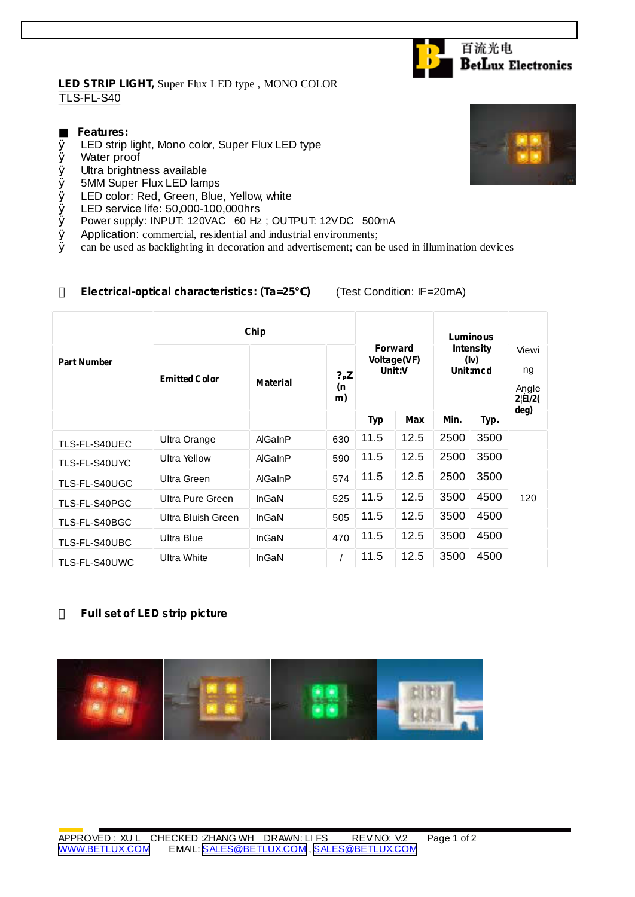**LED STRIP LIGHT,** Super Flux LED type , MONO COLOR

TLS-FL-S40

## ■ Features:

- LED strip light, Mono color, Super Flux LED type
- Water proof
- Ultra brightness available
- 5MM Super Flux LED lamps
- LED color: Red, Green, Blue, Yellow, white
- LED service life: 50,000-100,000hrs
- Power supply: INPUT: 120VAC 60 Hz ; OUTPUT: 12VDC 500mA
- Application: commercial, residential and industrial environments;
- can be used as backlighting in decoration and advertisement; can be used in illumination devices

## Electrical-optical characteristics: (Ta=25°C) (Test Condition: IF=20mA)

| Part Number | Chip | | | Forward Voltage(VF) Unit:V | | Luminous Intensity (Iv) Unit:mcd | | Viewing Angle 2θ1/2 (deg) |
|---|---|---|---|---|---|---|---|---|
| | Emitted Color | Material | λP (nm) | Typ | Max | Min. | Typ. | |
| TLS-FL-S40UEC | Ultra Orange | AlGaInP | 630 | 11.5 | 12.5 | 2500 | 3500 | 120 |
| TLS-FL-S40UYC | Ultra Yellow | AlGaInP | 590 | 11.5 | 12.5 | 2500 | 3500 | |
| TLS-FL-S40UGC | Ultra Green | AlGaInP | 574 | 11.5 | 12.5 | 2500 | 3500 | |
| TLS-FL-S40PGC | Ultra Pure Green | InGaN | 525 | 11.5 | 12.5 | 3500 | 4500 | |
| TLS-FL-S40BGC | Ultra Bluish Green | InGaN | 505 | 11.5 | 12.5 | 3500 | 4500 | |
| TLS-FL-S40UBC | Ultra Blue | InGaN | 470 | 11.5 | 12.5 | 3500 | 4500 | |
| TLS-FL-S40UWC | Ultra White | InGaN | / | 11.5 | 12.5 | 3500 | 4500 | |

## Full set of LED strip picture

APPROVED : XU L CHECKED :ZHANG WH DRAWN: LI FS REV NO: V.2

WWW.BETLUX.COM EMAIL: SALES@BETLUX.COM , SALES@BETLUX.COM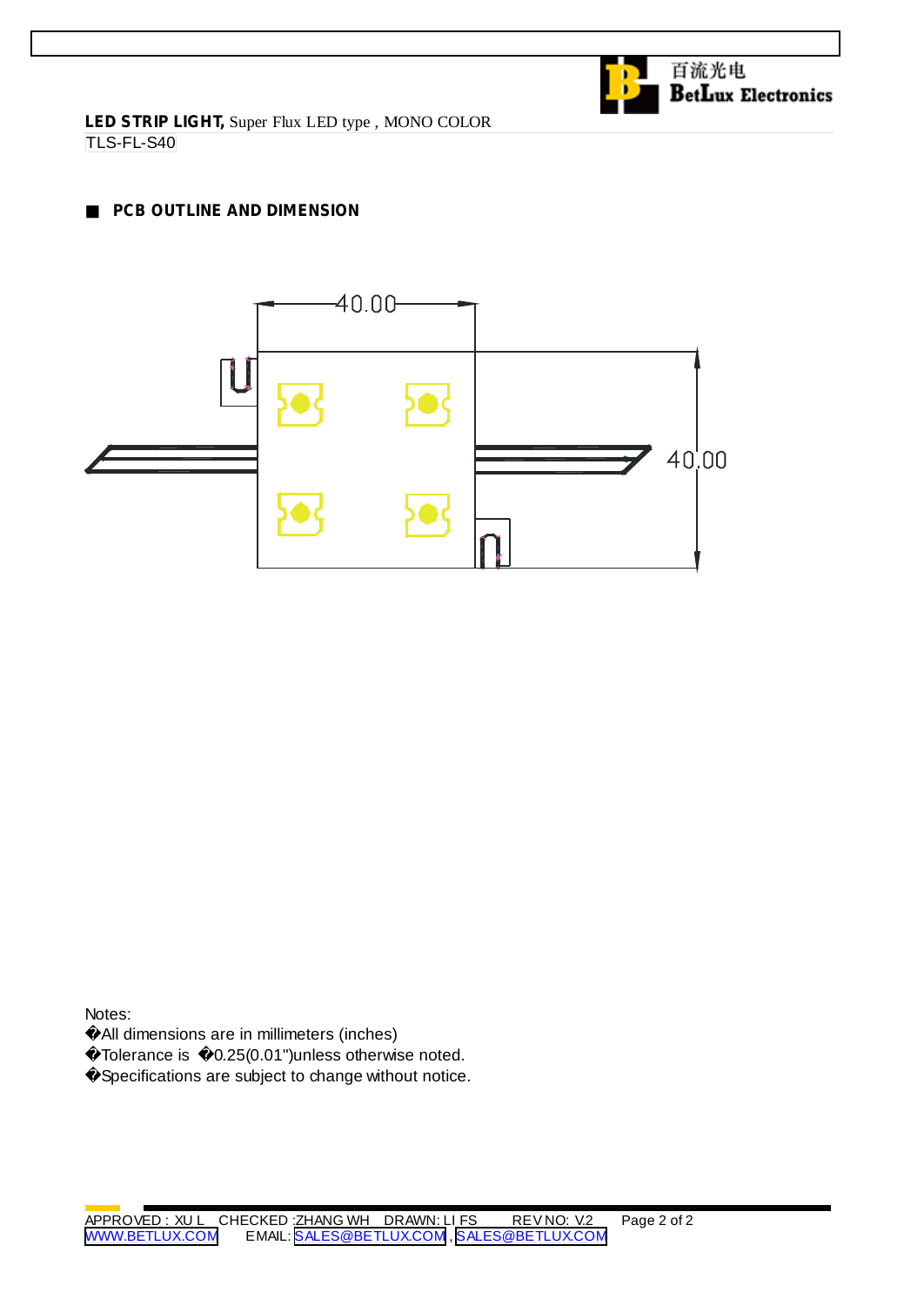**LED STRIP LIGHT,** Super Flux LED type , MONO COLOR

TLS-FL-S40

## ■ PCB OUTLINE AND DIMENSION

40.00

40.00

Notes:

�All dimensions are in millimeters (inches)

�Tolerance is �0.25(0.01")unless otherwise noted.

�Specifications are subject to change without notice.

APPROVED : XU L CHECKED :ZHANG WH DRAWN: LI FS REV NO: V.2

WWW.BETLUX.COM EMAIL: SALES@BETLUX.COM , SALES@BETLUX.COM